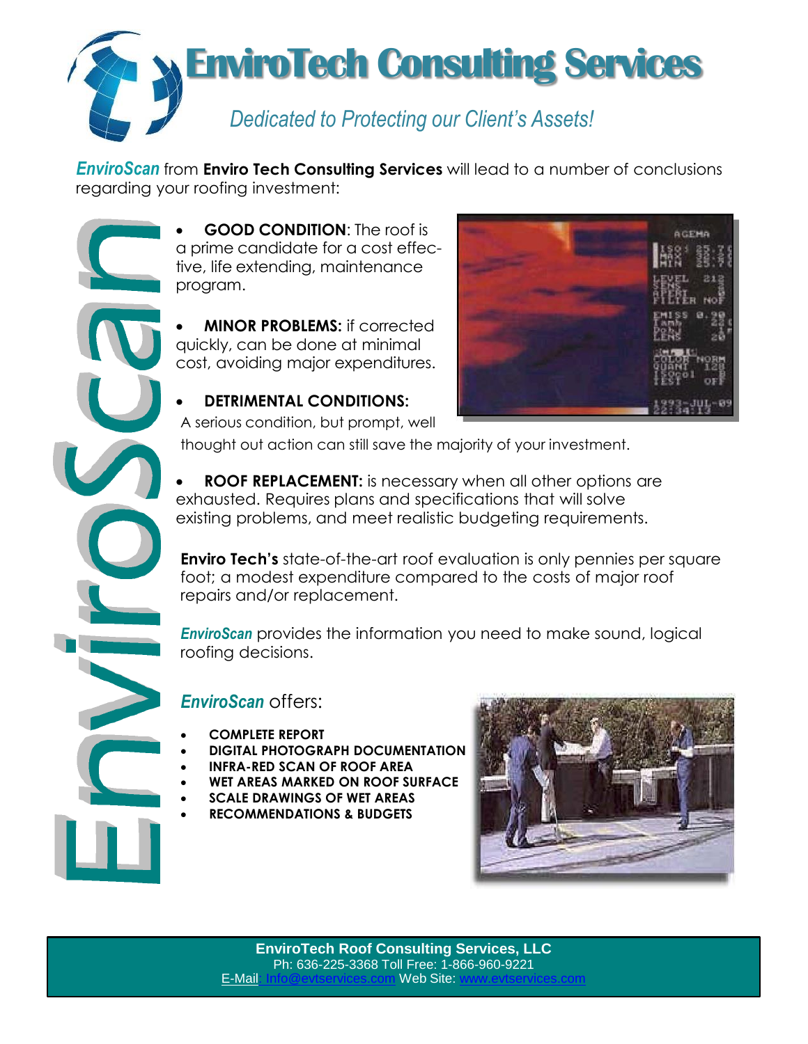# EnviroTech Consulting Services

*Dedicated to Protecting our Client's Assets!*

***EnviroScan*** from **Enviro Tech Consulting Services** will lead to a number of conclusions regarding your roofing investment:

EnviroScan

- **GOOD CONDITION**: The roof is a prime candidate for a cost effective, life extending, maintenance program.
- **MINOR PROBLEMS:** if corrected quickly, can be done at minimal cost, avoiding major expenditures.
- **DETRIMENTAL CONDITIONS:** A serious condition, but prompt, well thought out action can still save the majority of your investment.
- **ROOF REPLACEMENT:** is necessary when all other options are exhausted. Requires plans and specifications that will solve existing problems, and meet realistic budgeting requirements.

**Enviro Tech's** state-of-the-art roof evaluation is only pennies per square foot; a modest expenditure compared to the costs of major roof repairs and/or replacement.

***EnviroScan*** provides the information you need to make sound, logical roofing decisions.

## *EnviroScan* offers:

- **COMPLETE REPORT**
- **DIGITAL PHOTOGRAPH DOCUMENTATION**
- **INFRA-RED SCAN OF ROOF AREA**
- **WET AREAS MARKED ON ROOF SURFACE**
- **SCALE DRAWINGS OF WET AREAS**
- **RECOMMENDATIONS & BUDGETS**

**EnviroTech Roof Consulting Services, LLC**
Ph: 636-225-3368 Toll Free: 1-866-960-9221
E-Mail: Info@evtservices.com Web Site: www.evtservices.com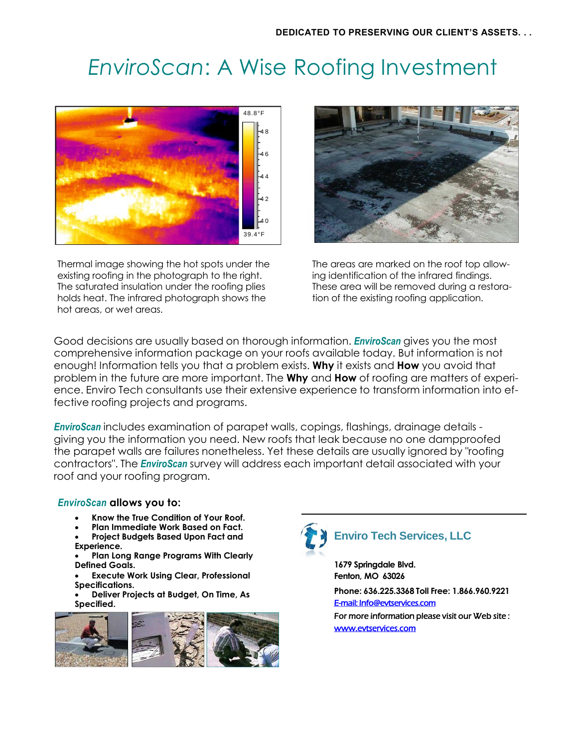DEDICATED TO PRESERVING OUR CLIENT'S ASSETS. . .

# *EnviroScan*: A Wise Roofing Investment

48.8°F
48
46
44
42
40
39.4°F

Thermal image showing the hot spots under the existing roofing in the photograph to the right. The saturated insulation under the roofing plies holds heat. The infrared photograph shows the hot areas, or wet areas.

The areas are marked on the roof top allowing identification of the infrared findings. These area will be removed during a restoration of the existing roofing application.

Good decisions are usually based on thorough information. ***EnviroScan*** gives you the most comprehensive information package on your roofs available today. But information is not enough! Information tells you that a problem exists. **Why** it exists and **How** you avoid that problem in the future are more important. The **Why** and **How** of roofing are matters of experience. Enviro Tech consultants use their extensive experience to transform information into effective roofing projects and programs.

***EnviroScan*** includes examination of parapet walls, copings, flashings, drainage details - giving you the information you need. New roofs that leak because no one dampproofed the parapet walls are failures nonetheless. Yet these details are usually ignored by "roofing contractors". The ***EnviroScan*** survey will address each important detail associated with your roof and your roofing program.

### ***EnviroScan*** allows you to:

- **Know the True Condition of Your Roof.**
- **Plan Immediate Work Based on Fact.**
- **Project Budgets Based Upon Fact and Experience.**
- **Plan Long Range Programs With Clearly Defined Goals.**
- **Execute Work Using Clear, Professional Specifications.**
- **Deliver Projects at Budget, On Time, As Specified.**

## Enviro Tech Services, LLC

**1679 Springdale Blvd.**
**Fenton, MO 63026**

**Phone: 636.225.3368 Toll Free: 1.866.960.9221**
E-mail: Info@evtservices.com

For more information please visit our Web site :
www.evtservices.com